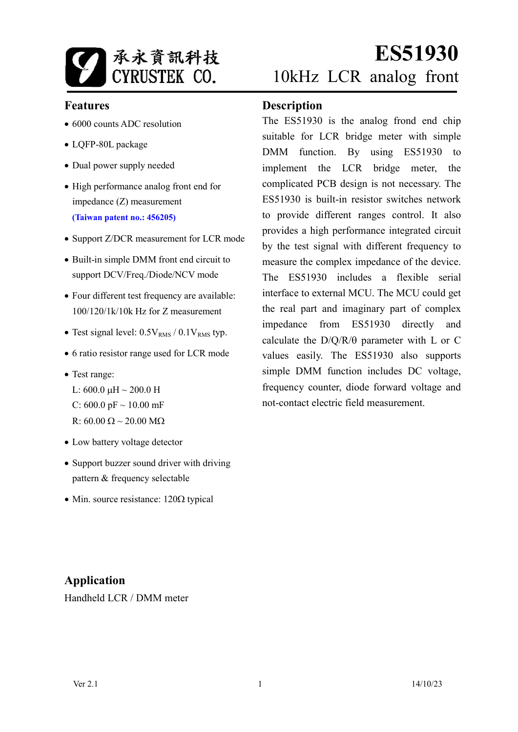承永資訊科技
CYRUSTEK CO.

# ES51930

## 10kHz LCR analog front

## Features

- 6000 counts ADC resolution
- LQFP-80L package
- Dual power supply needed
- High performance analog front end for impedance (Z) measurement
  **(Taiwan patent no.: 456205)**
- Support Z/DCR measurement for LCR mode
- Built-in simple DMM front end circuit to support DCV/Freq./Diode/NCV mode
- Four different test frequency are available: 100/120/1k/10k Hz for Z measurement
- Test signal level: $0.5V_{RMS}$ / $0.1V_{RMS}$ typ.
- 6 ratio resistor range used for LCR mode
- Test range:
  L: 600.0 μH ~ 200.0 H
  C: 600.0 pF ~ 10.00 mF
  R: 60.00 Ω ~ 20.00 MΩ
- Low battery voltage detector
- Support buzzer sound driver with driving pattern & frequency selectable
- Min. source resistance: 120Ω typical

## Description

The ES51930 is the analog frond end chip suitable for LCR bridge meter with simple DMM function. By using ES51930 to implement the LCR bridge meter, the complicated PCB design is not necessary. The ES51930 is built-in resistor switches network to provide different ranges control. It also provides a high performance integrated circuit by the test signal with different frequency to measure the complex impedance of the device. The ES51930 includes a flexible serial interface to external MCU. The MCU could get the real part and imaginary part of complex impedance from ES51930 directly and calculate the D/Q/R/θ parameter with L or C values easily. The ES51930 also supports simple DMM function includes DC voltage, frequency counter, diode forward voltage and not-contact electric field measurement.

## Application

Handheld LCR / DMM meter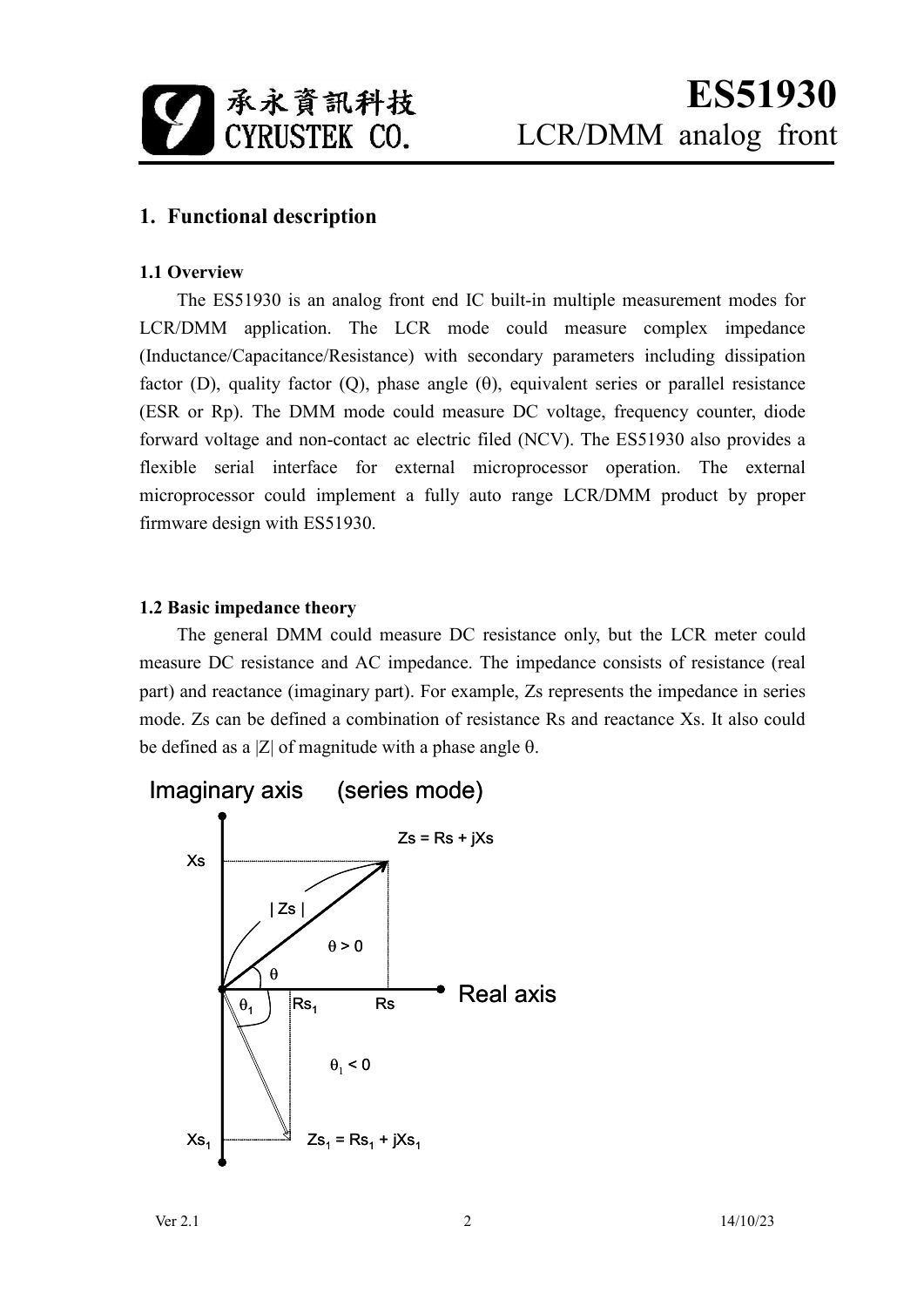# 1. Functional description

## 1.1 Overview

The ES51930 is an analog front end IC built-in multiple measurement modes for LCR/DMM application. The LCR mode could measure complex impedance (Inductance/Capacitance/Resistance) with secondary parameters including dissipation factor (D), quality factor (Q), phase angle (θ), equivalent series or parallel resistance (ESR or Rp). The DMM mode could measure DC voltage, frequency counter, diode forward voltage and non-contact ac electric filed (NCV). The ES51930 also provides a flexible serial interface for external microprocessor operation. The external microprocessor could implement a fully auto range LCR/DMM product by proper firmware design with ES51930.

## 1.2 Basic impedance theory

The general DMM could measure DC resistance only, but the LCR meter could measure DC resistance and AC impedance. The impedance consists of resistance (real part) and reactance (imaginary part). For example, Zs represents the impedance in series mode. Zs can be defined a combination of resistance Rs and reactance Xs. It also could be defined as a |Z| of magnitude with a phase angle θ.

Imaginary axis (series mode)

$Zs = Rs + jXs$

Xs

| Zs |

$\theta > 0$

θ

Real axis

$\theta_1$ $Rs_1$ Rs

$\theta_1 < 0$

$Xs_1$ $Zs_1 = Rs_1 + jXs_1$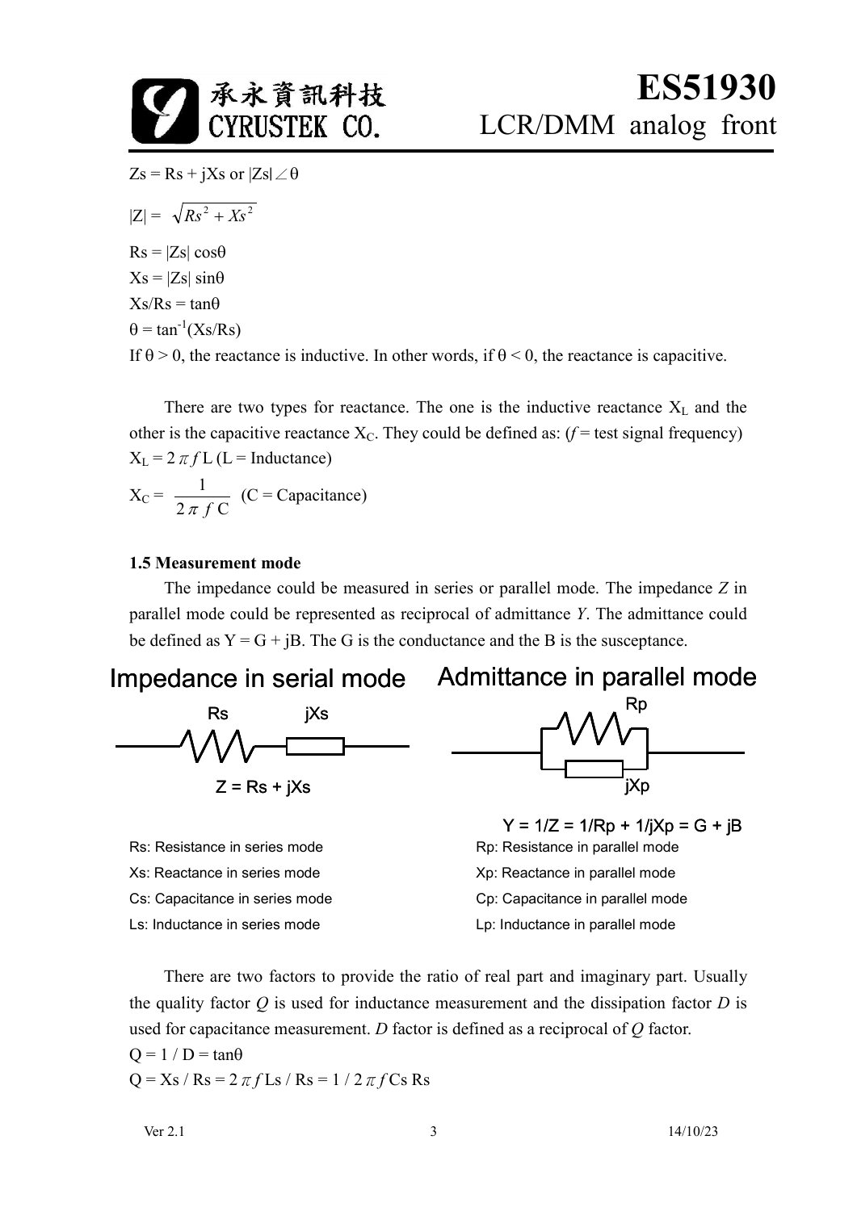$Zs = Rs + jXs$ or $|Zs|\angle\theta$

$|Z| = \sqrt{Rs^2 + Xs^2}$

$Rs = |Zs| \cos\theta$

$Xs = |Zs| \sin\theta$

$Xs/Rs = \tan\theta$

$\theta = \tan^{-1}(Xs/Rs)$

If $\theta > 0$, the reactance is inductive. In other words, if $\theta < 0$, the reactance is capacitive.

There are two types for reactance. The one is the inductive reactance $X_L$ and the other is the capacitive reactance $X_C$. They could be defined as: ($f$ = test signal frequency)

$X_L = 2\pi f L$ (L = Inductance)

$X_C = \dfrac{1}{2\pi f C}$ (C = Capacitance)

### 1.5 Measurement mode

The impedance could be measured in series or parallel mode. The impedance *Z* in parallel mode could be represented as reciprocal of admittance *Y*. The admittance could be defined as $Y = G + jB$. The G is the conductance and the B is the susceptance.

**Impedance in serial mode**

Rs jXs

$Z = Rs + jXs$

**Admittance in parallel mode**

Rp jXp

$Y = 1/Z = 1/Rp + 1/jXp = G + jB$

Rs: Resistance in series mode
Xs: Reactance in series mode
Cs: Capacitance in series mode
Ls: Inductance in series mode

Rp: Resistance in parallel mode
Xp: Reactance in parallel mode
Cp: Capacitance in parallel mode
Lp: Inductance in parallel mode

There are two factors to provide the ratio of real part and imaginary part. Usually the quality factor *Q* is used for inductance measurement and the dissipation factor *D* is used for capacitance measurement. *D* factor is defined as a reciprocal of *Q* factor.

$Q = 1 / D = \tan\theta$

$Q = Xs / Rs = 2\pi f Ls / Rs = 1 / 2\pi f Cs\, Rs$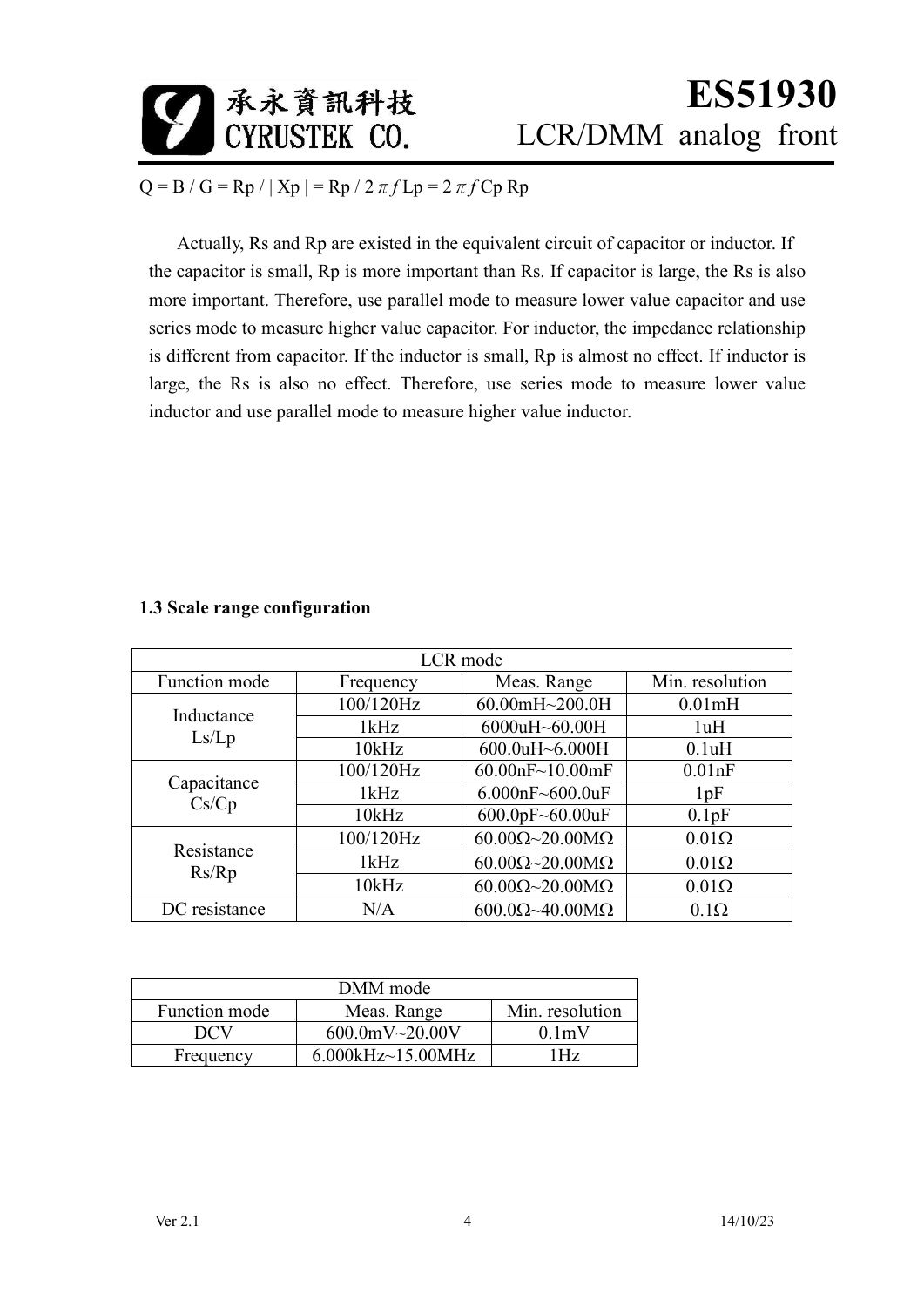$Q = B / G = Rp / | Xp | = Rp / 2\pi f Lp = 2\pi f Cp\ Rp$

Actually, Rs and Rp are existed in the equivalent circuit of capacitor or inductor. If the capacitor is small, Rp is more important than Rs. If capacitor is large, the Rs is also more important. Therefore, use parallel mode to measure lower value capacitor and use series mode to measure higher value capacitor. For inductor, the impedance relationship is different from capacitor. If the inductor is small, Rp is almost no effect. If inductor is large, the Rs is also no effect. Therefore, use series mode to measure lower value inductor and use parallel mode to measure higher value inductor.

### 1.3 Scale range configuration

| LCR mode | | | |
|---|---|---|---|
| Function mode | Frequency | Meas. Range | Min. resolution |
| Inductance Ls/Lp | 100/120Hz | 60.00mH~200.0H | 0.01mH |
| | 1kHz | 6000uH~60.00H | 1uH |
| | 10kHz | 600.0uH~6.000H | 0.1uH |
| Capacitance Cs/Cp | 100/120Hz | 60.00nF~10.00mF | 0.01nF |
| | 1kHz | 6.000nF~600.0uF | 1pF |
| | 10kHz | 600.0pF~60.00uF | 0.1pF |
| Resistance Rs/Rp | 100/120Hz | 60.00Ω~20.00MΩ | 0.01Ω |
| | 1kHz | 60.00Ω~20.00MΩ | 0.01Ω |
| | 10kHz | 60.00Ω~20.00MΩ | 0.01Ω |
| DC resistance | N/A | 600.0Ω~40.00MΩ | 0.1Ω |

| DMM mode | | |
|---|---|---|
| Function mode | Meas. Range | Min. resolution |
| DCV | 600.0mV~20.00V | 0.1mV |
| Frequency | 6.000kHz~15.00MHz | 1Hz |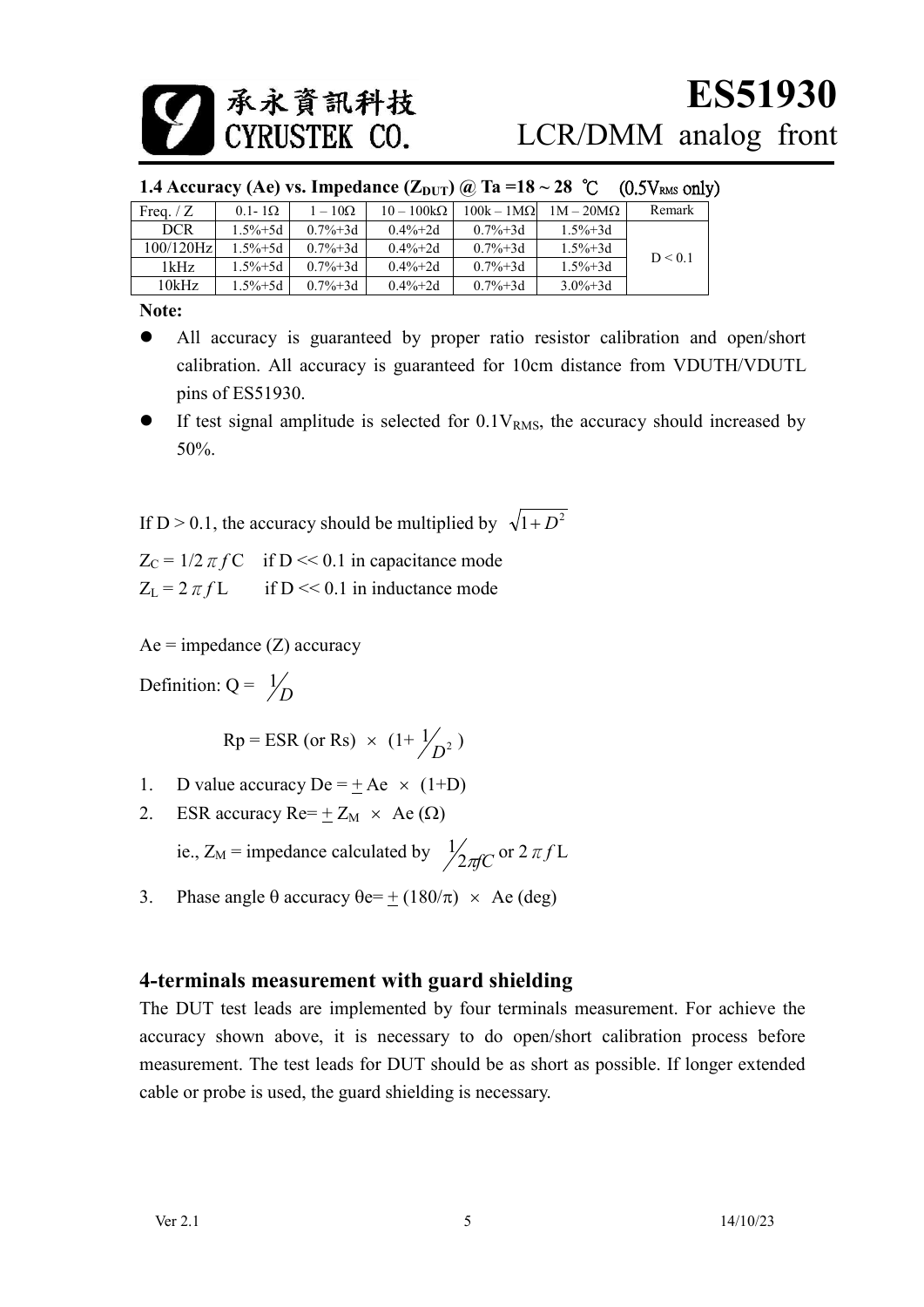### 1.4 Accuracy (Ae) vs. Impedance ($Z_{DUT}$) @ Ta =18 ~ 28 ℃ (0.5$V_{RMS}$ only)

| Freq. / Z | 0.1- 1Ω | 1 – 10Ω | 10 – 100kΩ | 100k – 1MΩ | 1M – 20MΩ | Remark |
|---|---|---|---|---|---|---|
| DCR | 1.5%+5d | 0.7%+3d | 0.4%+2d | 0.7%+3d | 1.5%+3d | D < 0.1 |
| 100/120Hz | 1.5%+5d | 0.7%+3d | 0.4%+2d | 0.7%+3d | 1.5%+3d | |
| 1kHz | 1.5%+5d | 0.7%+3d | 0.4%+2d | 0.7%+3d | 1.5%+3d | |
| 10kHz | 1.5%+5d | 0.7%+3d | 0.4%+2d | 0.7%+3d | 3.0%+3d | |

**Note:**

- All accuracy is guaranteed by proper ratio resistor calibration and open/short calibration. All accuracy is guaranteed for 10cm distance from VDUTH/VDUTL pins of ES51930.
- If test signal amplitude is selected for 0.1$V_{RMS}$, the accuracy should increased by 50%.

If D > 0.1, the accuracy should be multiplied by $\sqrt{1+D^2}$

$Z_C = 1/2\pi fC$ if D << 0.1 in capacitance mode

$Z_L = 2\pi fL$ if D << 0.1 in inductance mode

Ae = impedance (Z) accuracy

Definition: $Q = 1/D$

$$Rp = ESR \text{ (or Rs)} \times (1 + 1/D^2)$$

1. D value accuracy De = $\pm$ Ae $\times$ (1+D)
2. ESR accuracy Re= $\pm$ $Z_M$ $\times$ Ae (Ω)

   ie., $Z_M$ = impedance calculated by $1/2\pi fC$ or $2\pi fL$
3. Phase angle θ accuracy θe= $\pm$ (180/π) $\times$ Ae (deg)

## 4-terminals measurement with guard shielding

The DUT test leads are implemented by four terminals measurement. For achieve the accuracy shown above, it is necessary to do open/short calibration process before measurement. The test leads for DUT should be as short as possible. If longer extended cable or probe is used, the guard shielding is necessary.